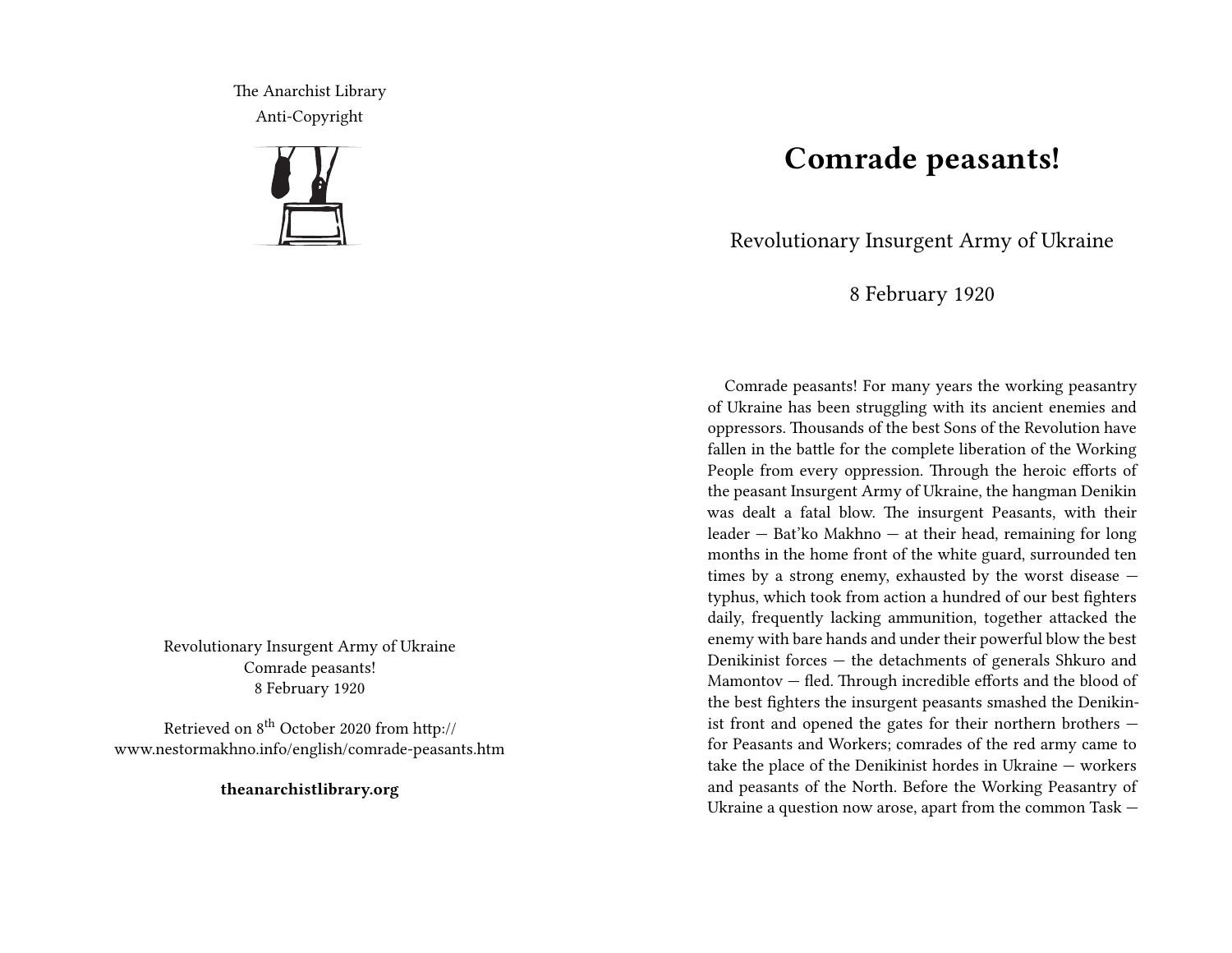The Anarchist Library
Anti-Copyright

Revolutionary Insurgent Army of Ukraine
Comrade peasants!
8 February 1920

Retrieved on 8th October 2020 from http://www.nestormakhno.info/english/comrade-peasants.htm

**theanarchistlibrary.org**

# Comrade peasants!

Revolutionary Insurgent Army of Ukraine

8 February 1920

Comrade peasants! For many years the working peasantry of Ukraine has been struggling with its ancient enemies and oppressors. Thousands of the best Sons of the Revolution have fallen in the battle for the complete liberation of the Working People from every oppression. Through the heroic efforts of the peasant Insurgent Army of Ukraine, the hangman Denikin was dealt a fatal blow. The insurgent Peasants, with their leader — Bat'ko Makhno — at their head, remaining for long months in the home front of the white guard, surrounded ten times by a strong enemy, exhausted by the worst disease — typhus, which took from action a hundred of our best fighters daily, frequently lacking ammunition, together attacked the enemy with bare hands and under their powerful blow the best Denikinist forces — the detachments of generals Shkuro and Mamontov — fled. Through incredible efforts and the blood of the best fighters the insurgent peasants smashed the Denikinist front and opened the gates for their northern brothers — for Peasants and Workers; comrades of the red army came to take the place of the Denikinist hordes in Ukraine — workers and peasants of the North. Before the Working Peasantry of Ukraine a question now arose, apart from the common Task —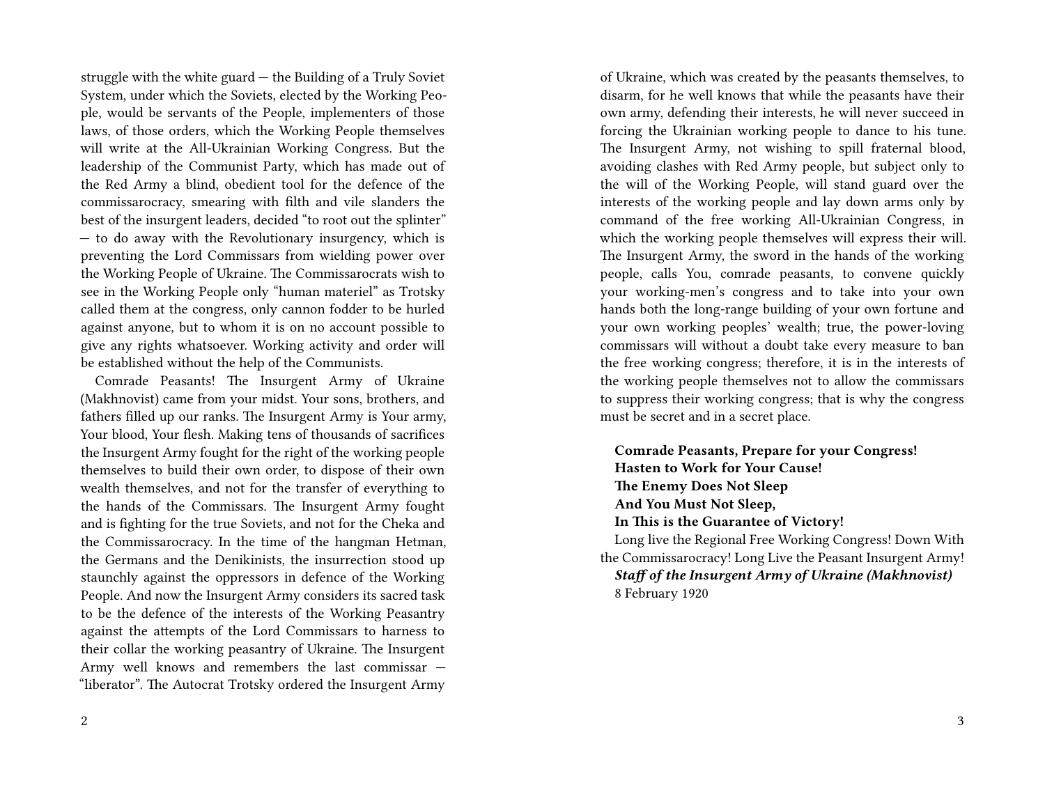struggle with the white guard — the Building of a Truly Soviet System, under which the Soviets, elected by the Working People, would be servants of the People, implementers of those laws, of those orders, which the Working People themselves will write at the All-Ukrainian Working Congress. But the leadership of the Communist Party, which has made out of the Red Army a blind, obedient tool for the defence of the commissarocracy, smearing with filth and vile slanders the best of the insurgent leaders, decided "to root out the splinter" — to do away with the Revolutionary insurgency, which is preventing the Lord Commissars from wielding power over the Working People of Ukraine. The Commissarocrats wish to see in the Working People only "human materiel" as Trotsky called them at the congress, only cannon fodder to be hurled against anyone, but to whom it is on no account possible to give any rights whatsoever. Working activity and order will be established without the help of the Communists.

Comrade Peasants! The Insurgent Army of Ukraine (Makhnovist) came from your midst. Your sons, brothers, and fathers filled up our ranks. The Insurgent Army is Your army, Your blood, Your flesh. Making tens of thousands of sacrifices the Insurgent Army fought for the right of the working people themselves to build their own order, to dispose of their own wealth themselves, and not for the transfer of everything to the hands of the Commissars. The Insurgent Army fought and is fighting for the true Soviets, and not for the Cheka and the Commissarocracy. In the time of the hangman Hetman, the Germans and the Denikinists, the insurrection stood up staunchly against the oppressors in defence of the Working People. And now the Insurgent Army considers its sacred task to be the defence of the interests of the Working Peasantry against the attempts of the Lord Commissars to harness to their collar the working peasantry of Ukraine. The Insurgent Army well knows and remembers the last commissar — "liberator". The Autocrat Trotsky ordered the Insurgent Army of Ukraine, which was created by the peasants themselves, to disarm, for he well knows that while the peasants have their own army, defending their interests, he will never succeed in forcing the Ukrainian working people to dance to his tune. The Insurgent Army, not wishing to spill fraternal blood, avoiding clashes with Red Army people, but subject only to the will of the Working People, will stand guard over the interests of the working people and lay down arms only by command of the free working All-Ukrainian Congress, in which the working people themselves will express their will. The Insurgent Army, the sword in the hands of the working people, calls You, comrade peasants, to convene quickly your working-men's congress and to take into your own hands both the long-range building of your own fortune and your own working peoples' wealth; true, the power-loving commissars will without a doubt take every measure to ban the free working congress; therefore, it is in the interests of the working people themselves not to allow the commissars to suppress their working congress; that is why the congress must be secret and in a secret place.

**Comrade Peasants, Prepare for your Congress!**
**Hasten to Work for Your Cause!**
**The Enemy Does Not Sleep**
**And You Must Not Sleep,**
**In This is the Guarantee of Victory!**

Long live the Regional Free Working Congress! Down With the Commissarocracy! Long Live the Peasant Insurgent Army!

***Staff of the Insurgent Army of Ukraine (Makhnovist)***

8 February 1920